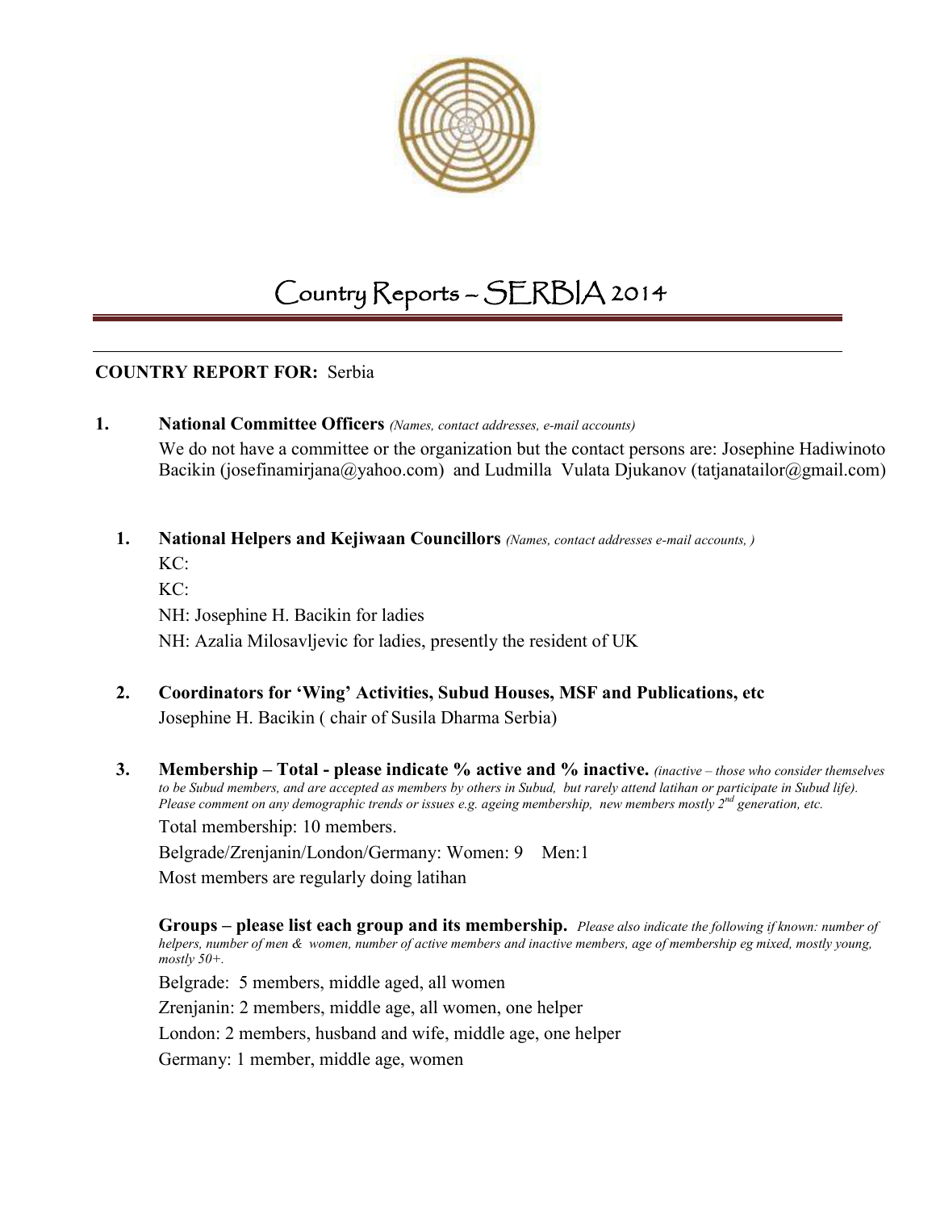# Country Reports – SERBIA 2014

**COUNTRY REPORT FOR:** Serbia

**1. National Committee Officers** *(Names, contact addresses, e-mail accounts)*

We do not have a committee or the organization but the contact persons are: Josephine Hadiwinoto Bacikin (josefinamirjana@yahoo.com) and Ludmilla Vulata Djukanov (tatjanatailor@gmail.com)

**1. National Helpers and Kejiwaan Councillors** *(Names, contact addresses e-mail accounts, )*

KC:

KC:

NH: Josephine H. Bacikin for ladies

NH: Azalia Milosavljevic for ladies, presently the resident of UK

**2. Coordinators for 'Wing' Activities, Subud Houses, MSF and Publications, etc**

Josephine H. Bacikin ( chair of Susila Dharma Serbia)

**3. Membership – Total - please indicate % active and % inactive.** *(inactive – those who consider themselves to be Subud members, and are accepted as members by others in Subud, but rarely attend latihan or participate in Subud life). Please comment on any demographic trends or issues e.g. ageing membership, new members mostly 2nd generation, etc.*

Total membership: 10 members.

Belgrade/Zrenjanin/London/Germany: Women: 9 Men:1

Most members are regularly doing latihan

**Groups – please list each group and its membership.** *Please also indicate the following if known: number of helpers, number of men & women, number of active members and inactive members, age of membership eg mixed, mostly young, mostly 50+.*

Belgrade: 5 members, middle aged, all women

Zrenjanin: 2 members, middle age, all women, one helper

London: 2 members, husband and wife, middle age, one helper

Germany: 1 member, middle age, women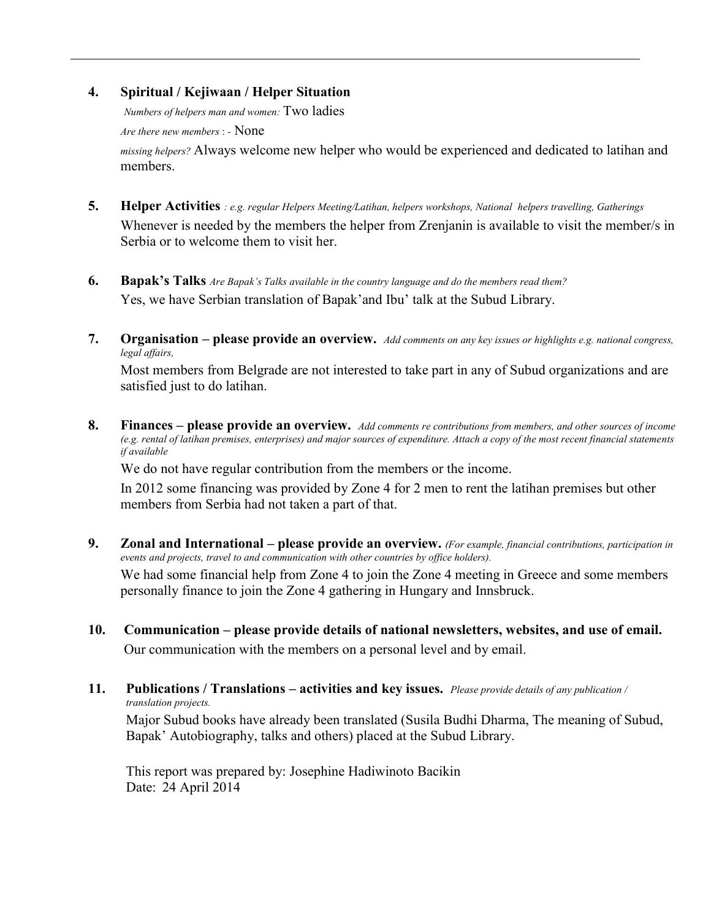**4. Spiritual / Kejiwaan / Helper Situation**

*Numbers of helpers man and women:* Two ladies

*Are there new members* : - None

*missing helpers?* Always welcome new helper who would be experienced and dedicated to latihan and members.

**5. Helper Activities** *: e.g. regular Helpers Meeting/Latihan, helpers workshops, National helpers travelling, Gatherings*

Whenever is needed by the members the helper from Zrenjanin is available to visit the member/s in Serbia or to welcome them to visit her.

**6. Bapak's Talks** *Are Bapak's Talks available in the country language and do the members read them?*

Yes, we have Serbian translation of Bapak'and Ibu' talk at the Subud Library.

**7. Organisation – please provide an overview.** *Add comments on any key issues or highlights e.g. national congress, legal affairs,*

Most members from Belgrade are not interested to take part in any of Subud organizations and are satisfied just to do latihan.

**8. Finances – please provide an overview.** *Add comments re contributions from members, and other sources of income (e.g. rental of latihan premises, enterprises) and major sources of expenditure. Attach a copy of the most recent financial statements if available*

We do not have regular contribution from the members or the income.

In 2012 some financing was provided by Zone 4 for 2 men to rent the latihan premises but other members from Serbia had not taken a part of that.

**9. Zonal and International – please provide an overview.** *(For example, financial contributions, participation in events and projects, travel to and communication with other countries by office holders).*

We had some financial help from Zone 4 to join the Zone 4 meeting in Greece and some members personally finance to join the Zone 4 gathering in Hungary and Innsbruck.

**10. Communication – please provide details of national newsletters, websites, and use of email.**

Our communication with the members on a personal level and by email.

**11. Publications / Translations – activities and key issues.** *Please provide details of any publication / translation projects.*

Major Subud books have already been translated (Susila Budhi Dharma, The meaning of Subud, Bapak' Autobiography, talks and others) placed at the Subud Library.

This report was prepared by: Josephine Hadiwinoto Bacikin
Date: 24 April 2014